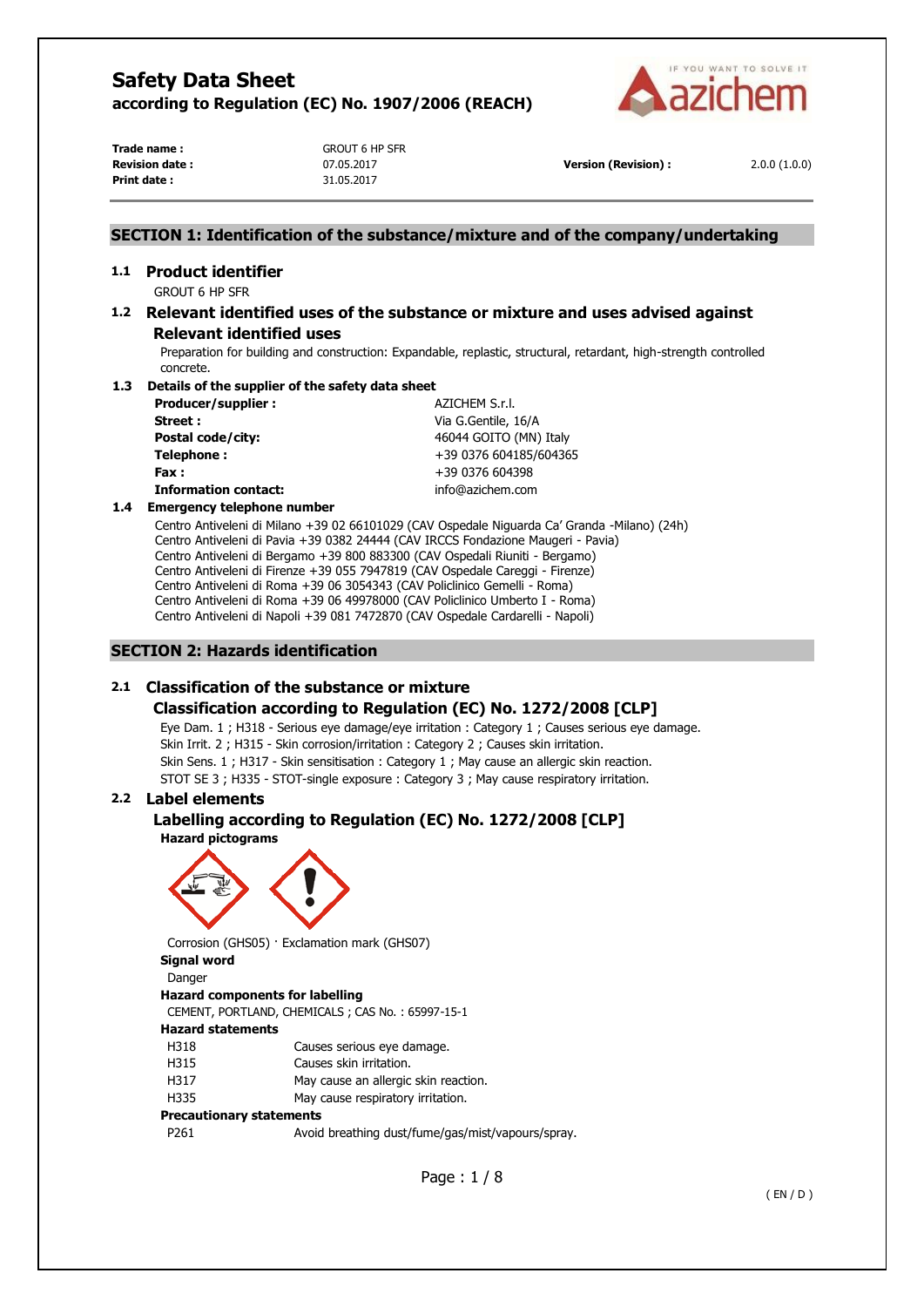# Safety Data Sheet

**according to Regulation (EC) No. 1907/2006 (REACH)**

| | | | |
|---|---|---|---|
| **Trade name :** | GROUT 6 HP SFR | | |
| **Revision date :** | 07.05.2017 | **Version (Revision) :** | 2.0.0 (1.0.0) |
| **Print date :** | 31.05.2017 | | |

## SECTION 1: Identification of the substance/mixture and of the company/undertaking

### 1.1 Product identifier

GROUT 6 HP SFR

### 1.2 Relevant identified uses of the substance or mixture and uses advised against

#### Relevant identified uses

Preparation for building and construction: Expandable, replastic, structural, retardant, high-strength controlled concrete.

### 1.3 Details of the supplier of the safety data sheet

| | |
|---|---|
| **Producer/supplier :** | AZICHEM S.r.l. |
| **Street :** | Via G.Gentile, 16/A |
| **Postal code/city:** | 46044 GOITO (MN) Italy |
| **Telephone :** | +39 0376 604185/604365 |
| **Fax :** | +39 0376 604398 |
| **Information contact:** | info@azichem.com |

### 1.4 Emergency telephone number

Centro Antiveleni di Milano +39 02 66101029 (CAV Ospedale Niguarda Ca' Granda -Milano) (24h)
Centro Antiveleni di Pavia +39 0382 24444 (CAV IRCCS Fondazione Maugeri - Pavia)
Centro Antiveleni di Bergamo +39 800 883300 (CAV Ospedali Riuniti - Bergamo)
Centro Antiveleni di Firenze +39 055 7947819 (CAV Ospedale Careggi - Firenze)
Centro Antiveleni di Roma +39 06 3054343 (CAV Policlinico Gemelli - Roma)
Centro Antiveleni di Roma +39 06 49978000 (CAV Policlinico Umberto I - Roma)
Centro Antiveleni di Napoli +39 081 7472870 (CAV Ospedale Cardarelli - Napoli)

## SECTION 2: Hazards identification

### 2.1 Classification of the substance or mixture

#### Classification according to Regulation (EC) No. 1272/2008 [CLP]

Eye Dam. 1 ; H318 - Serious eye damage/eye irritation : Category 1 ; Causes serious eye damage.
Skin Irrit. 2 ; H315 - Skin corrosion/irritation : Category 2 ; Causes skin irritation.
Skin Sens. 1 ; H317 - Skin sensitisation : Category 1 ; May cause an allergic skin reaction.
STOT SE 3 ; H335 - STOT-single exposure : Category 3 ; May cause respiratory irritation.

### 2.2 Label elements

#### Labelling according to Regulation (EC) No. 1272/2008 [CLP]

**Hazard pictograms**

Corrosion (GHS05) · Exclamation mark (GHS07)

**Signal word**

Danger

**Hazard components for labelling**

CEMENT, PORTLAND, CHEMICALS ; CAS No. : 65997-15-1

**Hazard statements**

| | |
|---|---|
| H318 | Causes serious eye damage. |
| H315 | Causes skin irritation. |
| H317 | May cause an allergic skin reaction. |
| H335 | May cause respiratory irritation. |

**Precautionary statements**

| | |
|---|---|
| P261 | Avoid breathing dust/fume/gas/mist/vapours/spray. |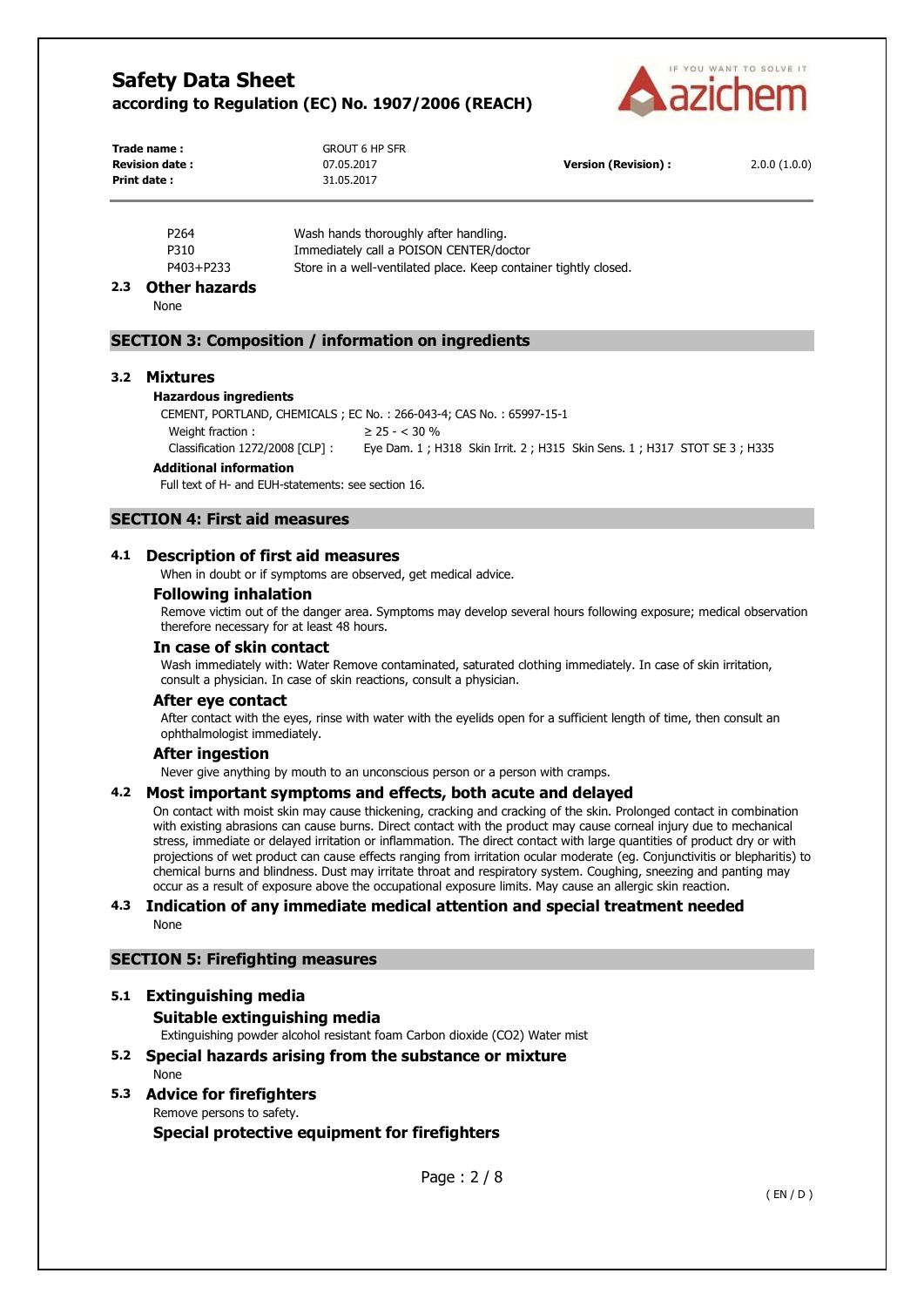| | |
|---|---|
| P264 | Wash hands thoroughly after handling. |
| P310 | Immediately call a POISON CENTER/doctor |
| P403+P233 | Store in a well-ventilated place. Keep container tightly closed. |

### 2.3 Other hazards

None

## SECTION 3: Composition / information on ingredients

### 3.2 Mixtures

**Hazardous ingredients**

CEMENT, PORTLAND, CHEMICALS ; EC No. : 266-043-4; CAS No. : 65997-15-1

| | |
|---|---|
| Weight fraction : | ≥ 25 - < 30 % |
| Classification 1272/2008 [CLP] : | Eye Dam. 1 ; H318 Skin Irrit. 2 ; H315 Skin Sens. 1 ; H317 STOT SE 3 ; H335 |

**Additional information**

Full text of H- and EUH-statements: see section 16.

## SECTION 4: First aid measures

### 4.1 Description of first aid measures

When in doubt or if symptoms are observed, get medical advice.

#### Following inhalation

Remove victim out of the danger area. Symptoms may develop several hours following exposure; medical observation therefore necessary for at least 48 hours.

#### In case of skin contact

Wash immediately with: Water Remove contaminated, saturated clothing immediately. In case of skin irritation, consult a physician. In case of skin reactions, consult a physician.

#### After eye contact

After contact with the eyes, rinse with water with the eyelids open for a sufficient length of time, then consult an ophthalmologist immediately.

#### After ingestion

Never give anything by mouth to an unconscious person or a person with cramps.

### 4.2 Most important symptoms and effects, both acute and delayed

On contact with moist skin may cause thickening, cracking and cracking of the skin. Prolonged contact in combination with existing abrasions can cause burns. Direct contact with the product may cause corneal injury due to mechanical stress, immediate or delayed irritation or inflammation. The direct contact with large quantities of product dry or with projections of wet product can cause effects ranging from irritation ocular moderate (eg. Conjunctivitis or blepharitis) to chemical burns and blindness. Dust may irritate throat and respiratory system. Coughing, sneezing and panting may occur as a result of exposure above the occupational exposure limits. May cause an allergic skin reaction.

### 4.3 Indication of any immediate medical attention and special treatment needed

None

## SECTION 5: Firefighting measures

### 5.1 Extinguishing media

#### Suitable extinguishing media

Extinguishing powder alcohol resistant foam Carbon dioxide ($CO_2$) Water mist

### 5.2 Special hazards arising from the substance or mixture

None

### 5.3 Advice for firefighters

Remove persons to safety.

#### Special protective equipment for firefighters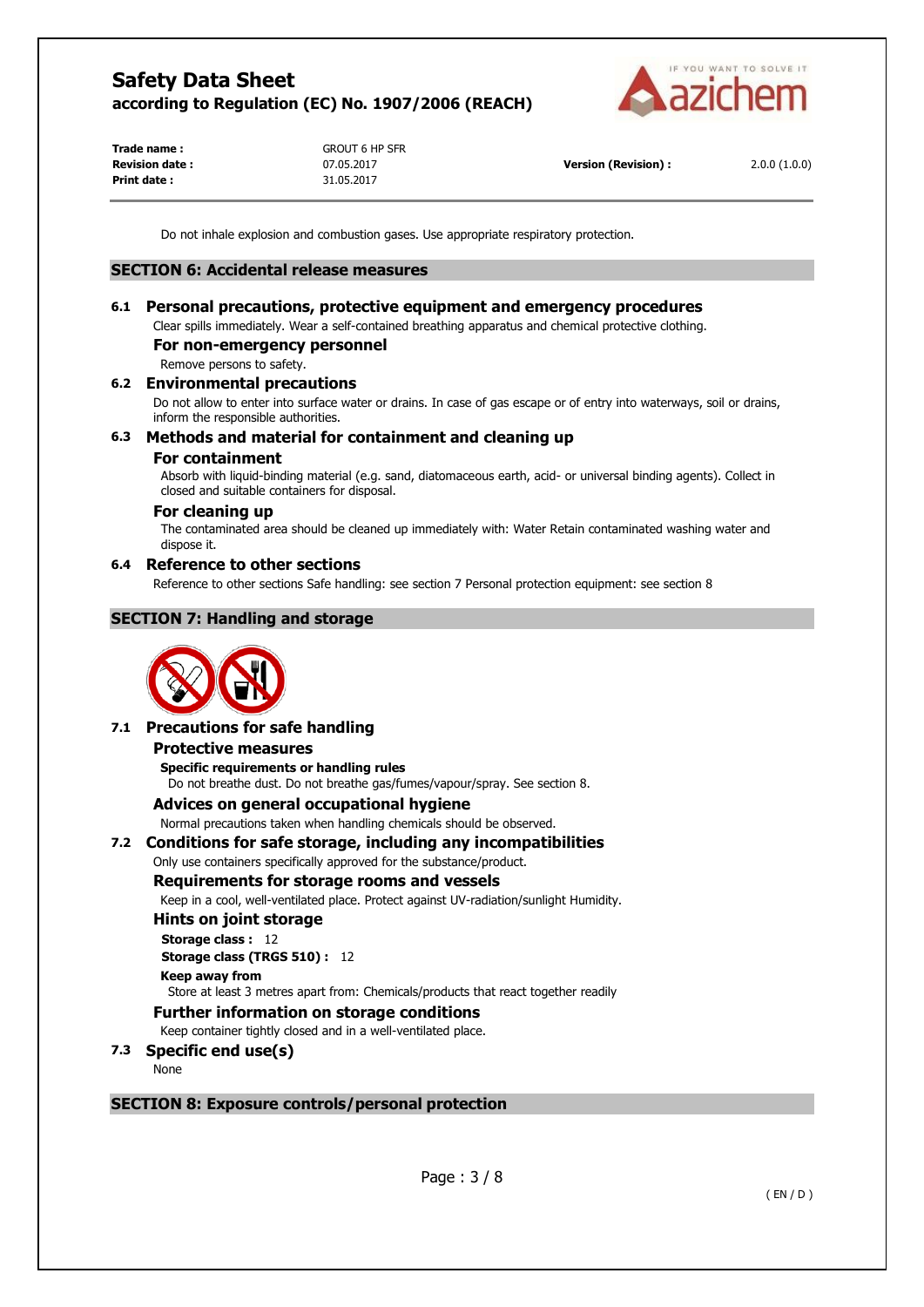Do not inhale explosion and combustion gases. Use appropriate respiratory protection.

## SECTION 6: Accidental release measures

### 6.1 Personal precautions, protective equipment and emergency procedures

Clear spills immediately. Wear a self-contained breathing apparatus and chemical protective clothing.

#### For non-emergency personnel

Remove persons to safety.

### 6.2 Environmental precautions

Do not allow to enter into surface water or drains. In case of gas escape or of entry into waterways, soil or drains, inform the responsible authorities.

### 6.3 Methods and material for containment and cleaning up

#### For containment

Absorb with liquid-binding material (e.g. sand, diatomaceous earth, acid- or universal binding agents). Collect in closed and suitable containers for disposal.

#### For cleaning up

The contaminated area should be cleaned up immediately with: Water Retain contaminated washing water and dispose it.

### 6.4 Reference to other sections

Reference to other sections Safe handling: see section 7 Personal protection equipment: see section 8

## SECTION 7: Handling and storage

### 7.1 Precautions for safe handling

#### Protective measures

**Specific requirements or handling rules**

Do not breathe dust. Do not breathe gas/fumes/vapour/spray. See section 8.

#### Advices on general occupational hygiene

Normal precautions taken when handling chemicals should be observed.

### 7.2 Conditions for safe storage, including any incompatibilities

Only use containers specifically approved for the substance/product.

#### Requirements for storage rooms and vessels

Keep in a cool, well-ventilated place. Protect against UV-radiation/sunlight Humidity.

#### Hints on joint storage

**Storage class :** 12

**Storage class (TRGS 510) :** 12

**Keep away from**

Store at least 3 metres apart from: Chemicals/products that react together readily

#### Further information on storage conditions

Keep container tightly closed and in a well-ventilated place.

### 7.3 Specific end use(s)

None

## SECTION 8: Exposure controls/personal protection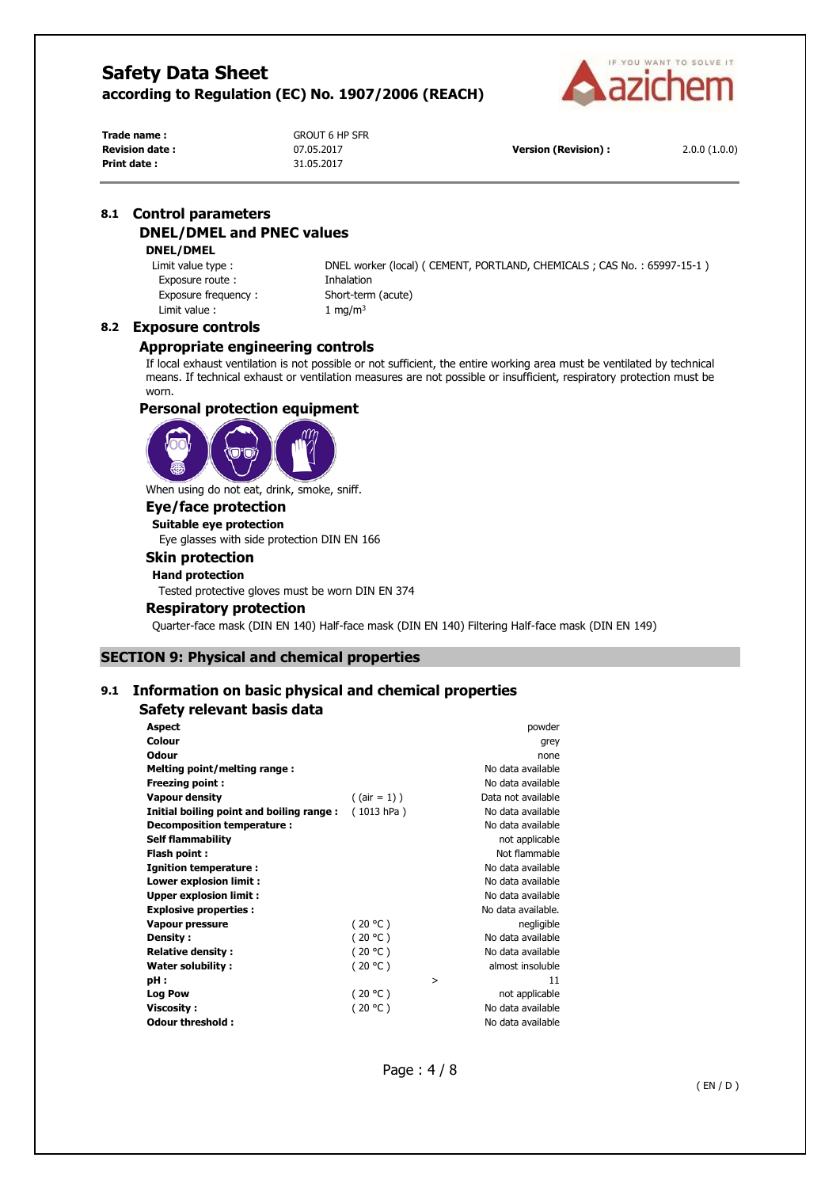### 8.1 Control parameters

#### DNEL/DMEL and PNEC values

**DNEL/DMEL**

| | |
|---|---|
| Limit value type : | DNEL worker (local) ( CEMENT, PORTLAND, CHEMICALS ; CAS No. : 65997-15-1 ) |
| Exposure route : | Inhalation |
| Exposure frequency : | Short-term (acute) |
| Limit value : | 1 mg/m³ |

### 8.2 Exposure controls

#### Appropriate engineering controls

If local exhaust ventilation is not possible or not sufficient, the entire working area must be ventilated by technical means. If technical exhaust or ventilation measures are not possible or insufficient, respiratory protection must be worn.

#### Personal protection equipment

When using do not eat, drink, smoke, sniff.

#### Eye/face protection

**Suitable eye protection**

Eye glasses with side protection DIN EN 166

#### Skin protection

**Hand protection**

Tested protective gloves must be worn DIN EN 374

#### Respiratory protection

Quarter-face mask (DIN EN 140) Half-face mask (DIN EN 140) Filtering Half-face mask (DIN EN 149)

## SECTION 9: Physical and chemical properties

### 9.1 Information on basic physical and chemical properties

#### Safety relevant basis data

| | | | |
|---|---|---|---|
| **Aspect** | | | powder |
| **Colour** | | | grey |
| **Odour** | | | none |
| **Melting point/melting range :** | | | No data available |
| **Freezing point :** | | | No data available |
| **Vapour density** | ( (air = 1) ) | | Data not available |
| **Initial boiling point and boiling range :** | ( 1013 hPa ) | | No data available |
| **Decomposition temperature :** | | | No data available |
| **Self flammability** | | | not applicable |
| **Flash point :** | | | Not flammable |
| **Ignition temperature :** | | | No data available |
| **Lower explosion limit :** | | | No data available |
| **Upper explosion limit :** | | | No data available |
| **Explosive properties :** | | | No data available. |
| **Vapour pressure** | ( 20 °C ) | | negligible |
| **Density :** | ( 20 °C ) | | No data available |
| **Relative density :** | ( 20 °C ) | | No data available |
| **Water solubility :** | ( 20 °C ) | | almost insoluble |
| **pH :** | | > | 11 |
| **Log Pow** | ( 20 °C ) | | not applicable |
| **Viscosity :** | ( 20 °C ) | | No data available |
| **Odour threshold :** | | | No data available |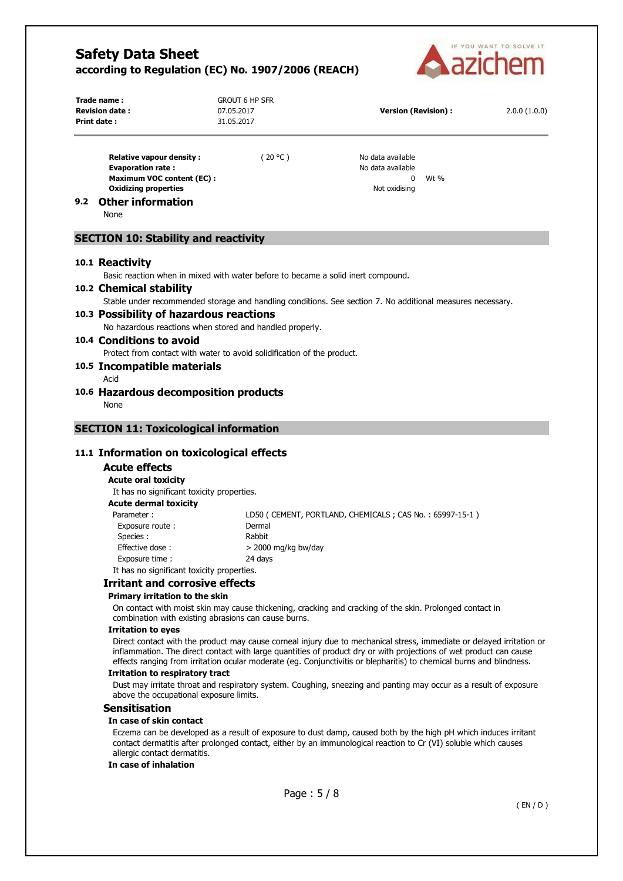| | | | |
|---|---|---|---|
| **Relative vapour density :** | ( 20 °C ) | No data available | |
| **Evaporation rate :** | | No data available | |
| **Maximum VOC content (EC) :** | | 0 | Wt % |
| **Oxidizing properties** | | Not oxidising | |

### 9.2 Other information

None

## SECTION 10: Stability and reactivity

### 10.1 Reactivity

Basic reaction when in mixed with water before to became a solid inert compound.

### 10.2 Chemical stability

Stable under recommended storage and handling conditions. See section 7. No additional measures necessary.

### 10.3 Possibility of hazardous reactions

No hazardous reactions when stored and handled properly.

### 10.4 Conditions to avoid

Protect from contact with water to avoid solidification of the product.

### 10.5 Incompatible materials

Acid

### 10.6 Hazardous decomposition products

None

## SECTION 11: Toxicological information

### 11.1 Information on toxicological effects

#### Acute effects

**Acute oral toxicity**

It has no significant toxicity properties.

**Acute dermal toxicity**

| | |
|---|---|
| Parameter : | LD50 ( CEMENT, PORTLAND, CHEMICALS ; CAS No. : 65997-15-1 ) |
| Exposure route : | Dermal |
| Species : | Rabbit |
| Effective dose : | > 2000 mg/kg bw/day |
| Exposure time : | 24 days |

It has no significant toxicity properties.

#### Irritant and corrosive effects

**Primary irritation to the skin**

On contact with moist skin may cause thickening, cracking and cracking of the skin. Prolonged contact in combination with existing abrasions can cause burns.

**Irritation to eyes**

Direct contact with the product may cause corneal injury due to mechanical stress, immediate or delayed irritation or inflammation. The direct contact with large quantities of product dry or with projections of wet product can cause effects ranging from irritation ocular moderate (eg. Conjunctivitis or blepharitis) to chemical burns and blindness.

**Irritation to respiratory tract**

Dust may irritate throat and respiratory system. Coughing, sneezing and panting may occur as a result of exposure above the occupational exposure limits.

#### Sensitisation

**In case of skin contact**

Eczema can be developed as a result of exposure to dust damp, caused both by the high pH which induces irritant contact dermatitis after prolonged contact, either by an immunological reaction to Cr (VI) soluble which causes allergic contact dermatitis.

**In case of inhalation**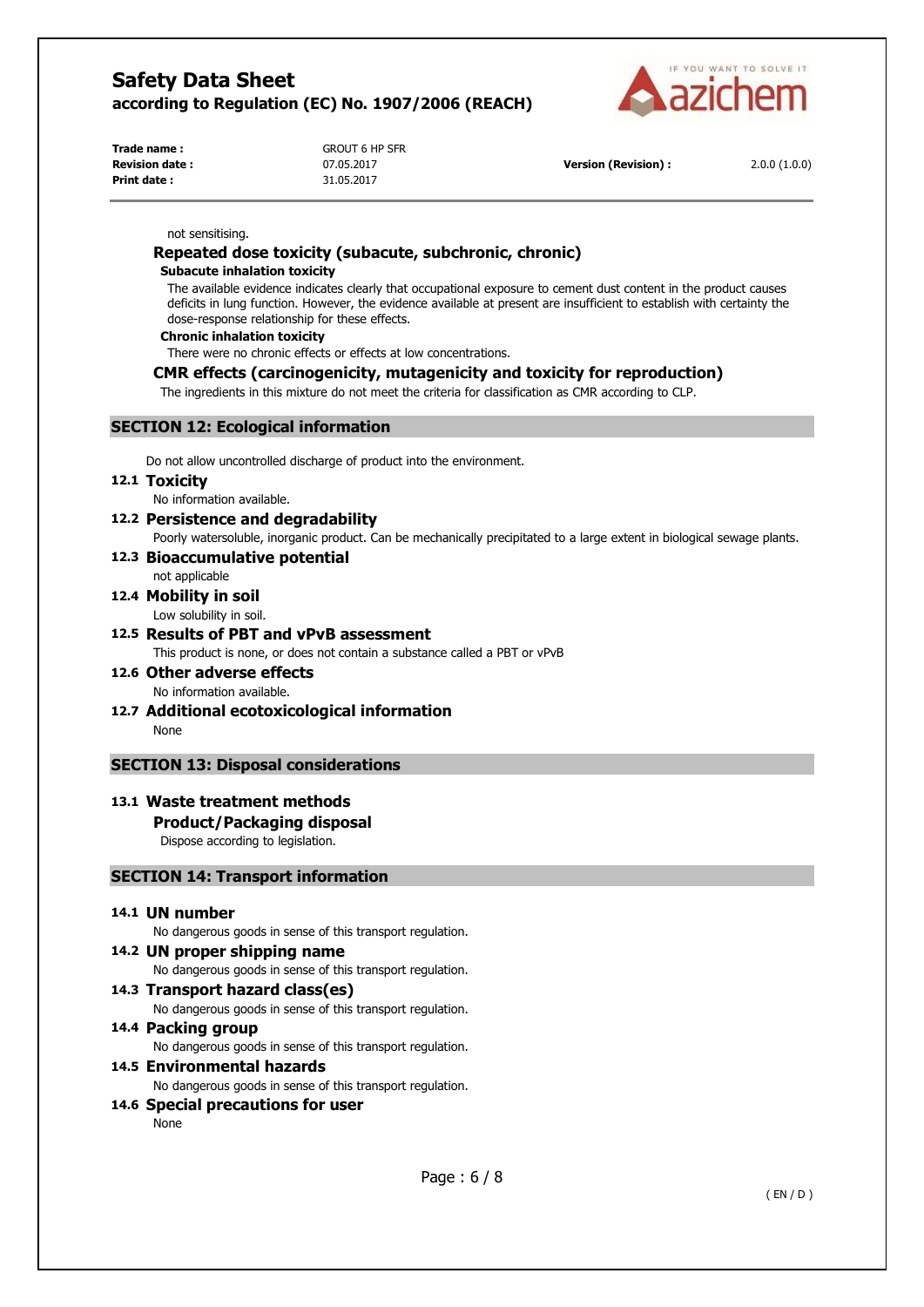not sensitising.

### Repeated dose toxicity (subacute, subchronic, chronic)

**Subacute inhalation toxicity**

The available evidence indicates clearly that occupational exposure to cement dust content in the product causes deficits in lung function. However, the evidence available at present are insufficient to establish with certainty the dose-response relationship for these effects.

**Chronic inhalation toxicity**

There were no chronic effects or effects at low concentrations.

### CMR effects (carcinogenicity, mutagenicity and toxicity for reproduction)

The ingredients in this mixture do not meet the criteria for classification as CMR according to CLP.

## SECTION 12: Ecological information

Do not allow uncontrolled discharge of product into the environment.

### 12.1 Toxicity

No information available.

### 12.2 Persistence and degradability

Poorly watersoluble, inorganic product. Can be mechanically precipitated to a large extent in biological sewage plants.

### 12.3 Bioaccumulative potential

not applicable

### 12.4 Mobility in soil

Low solubility in soil.

### 12.5 Results of PBT and vPvB assessment

This product is none, or does not contain a substance called a PBT or vPvB

### 12.6 Other adverse effects

No information available.

### 12.7 Additional ecotoxicological information

None

## SECTION 13: Disposal considerations

### 13.1 Waste treatment methods

#### Product/Packaging disposal

Dispose according to legislation.

## SECTION 14: Transport information

### 14.1 UN number

No dangerous goods in sense of this transport regulation.

### 14.2 UN proper shipping name

No dangerous goods in sense of this transport regulation.

### 14.3 Transport hazard class(es)

No dangerous goods in sense of this transport regulation.

### 14.4 Packing group

No dangerous goods in sense of this transport regulation.

### 14.5 Environmental hazards

No dangerous goods in sense of this transport regulation.

### 14.6 Special precautions for user

None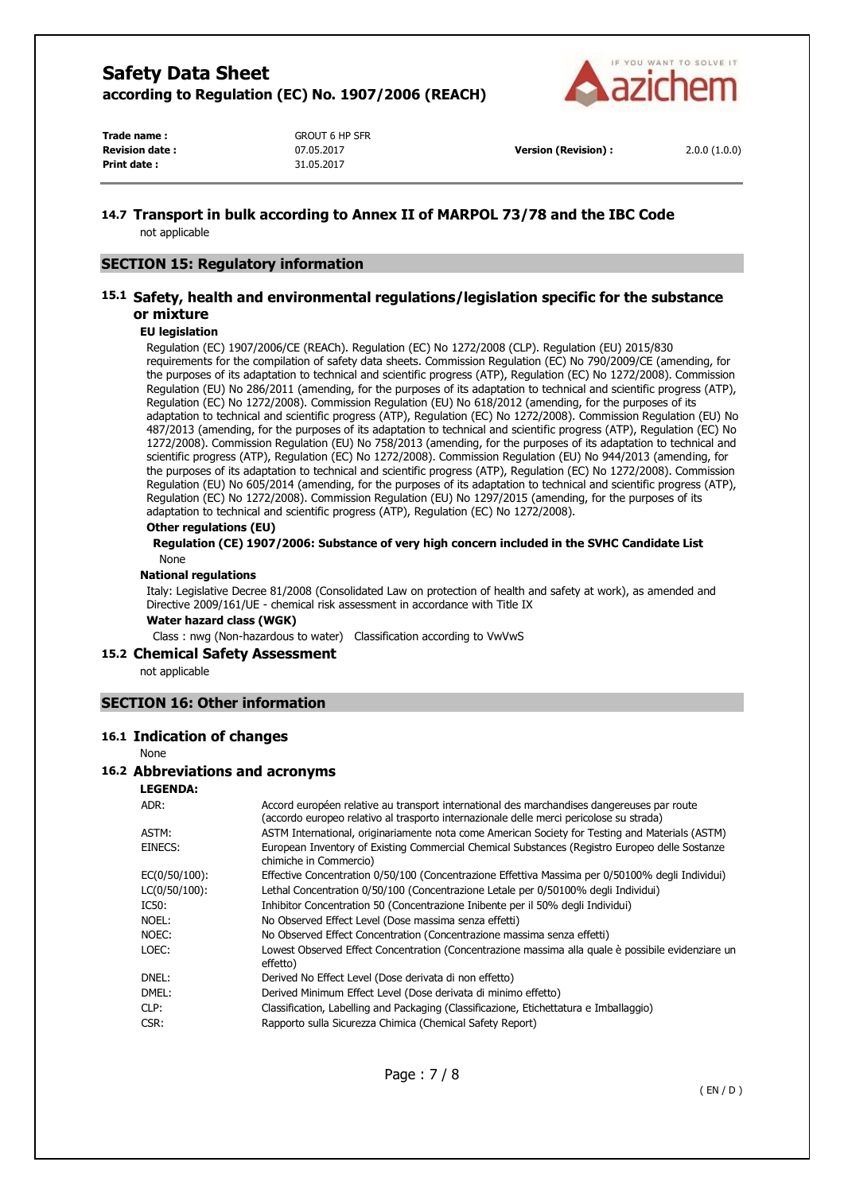### 14.7 Transport in bulk according to Annex II of MARPOL 73/78 and the IBC Code

not applicable

## SECTION 15: Regulatory information

### 15.1 Safety, health and environmental regulations/legislation specific for the substance or mixture

**EU legislation**

Regulation (EC) 1907/2006/CE (REACh). Regulation (EC) No 1272/2008 (CLP). Regulation (EU) 2015/830 requirements for the compilation of safety data sheets. Commission Regulation (EC) No 790/2009/CE (amending, for the purposes of its adaptation to technical and scientific progress (ATP), Regulation (EC) No 1272/2008). Commission Regulation (EU) No 286/2011 (amending, for the purposes of its adaptation to technical and scientific progress (ATP), Regulation (EC) No 1272/2008). Commission Regulation (EU) No 618/2012 (amending, for the purposes of its adaptation to technical and scientific progress (ATP), Regulation (EC) No 1272/2008). Commission Regulation (EU) No 487/2013 (amending, for the purposes of its adaptation to technical and scientific progress (ATP), Regulation (EC) No 1272/2008). Commission Regulation (EU) No 758/2013 (amending, for the purposes of its adaptation to technical and scientific progress (ATP), Regulation (EC) No 1272/2008). Commission Regulation (EU) No 944/2013 (amending, for the purposes of its adaptation to technical and scientific progress (ATP), Regulation (EC) No 1272/2008). Commission Regulation (EU) No 605/2014 (amending, for the purposes of its adaptation to technical and scientific progress (ATP), Regulation (EC) No 1272/2008). Commission Regulation (EU) No 1297/2015 (amending, for the purposes of its adaptation to technical and scientific progress (ATP), Regulation (EC) No 1272/2008).

**Other regulations (EU)**

**Regulation (CE) 1907/2006: Substance of very high concern included in the SVHC Candidate List**

None

**National regulations**

Italy: Legislative Decree 81/2008 (Consolidated Law on protection of health and safety at work), as amended and Directive 2009/161/UE - chemical risk assessment in accordance with Title IX

**Water hazard class (WGK)**

Class : nwg (Non-hazardous to water) Classification according to VwVwS

### 15.2 Chemical Safety Assessment

not applicable

## SECTION 16: Other information

### 16.1 Indication of changes

None

### 16.2 Abbreviations and acronyms

**LEGENDA:**

| | |
|---|---|
| ADR: | Accord européen relative au transport international des marchandises dangereuses par route (accordo europeo relativo al trasporto internazionale delle merci pericolose su strada) |
| ASTM: | ASTM International, originariamente nota come American Society for Testing and Materials (ASTM) |
| EINECS: | European Inventory of Existing Commercial Chemical Substances (Registro Europeo delle Sostanze chimiche in Commercio) |
| EC(0/50/100): | Effective Concentration 0/50/100 (Concentrazione Effettiva Massima per 0/50100% degli Individui) |
| LC(0/50/100): | Lethal Concentration 0/50/100 (Concentrazione Letale per 0/50100% degli Individui) |
| IC50: | Inhibitor Concentration 50 (Concentrazione Inibente per il 50% degli Individui) |
| NOEL: | No Observed Effect Level (Dose massima senza effetti) |
| NOEC: | No Observed Effect Concentration (Concentrazione massima senza effetti) |
| LOEC: | Lowest Observed Effect Concentration (Concentrazione massima alla quale è possibile evidenziare un effetto) |
| DNEL: | Derived No Effect Level (Dose derivata di non effetto) |
| DMEL: | Derived Minimum Effect Level (Dose derivata di minimo effetto) |
| CLP: | Classification, Labelling and Packaging (Classificazione, Etichettatura e Imballaggio) |
| CSR: | Rapporto sulla Sicurezza Chimica (Chemical Safety Report) |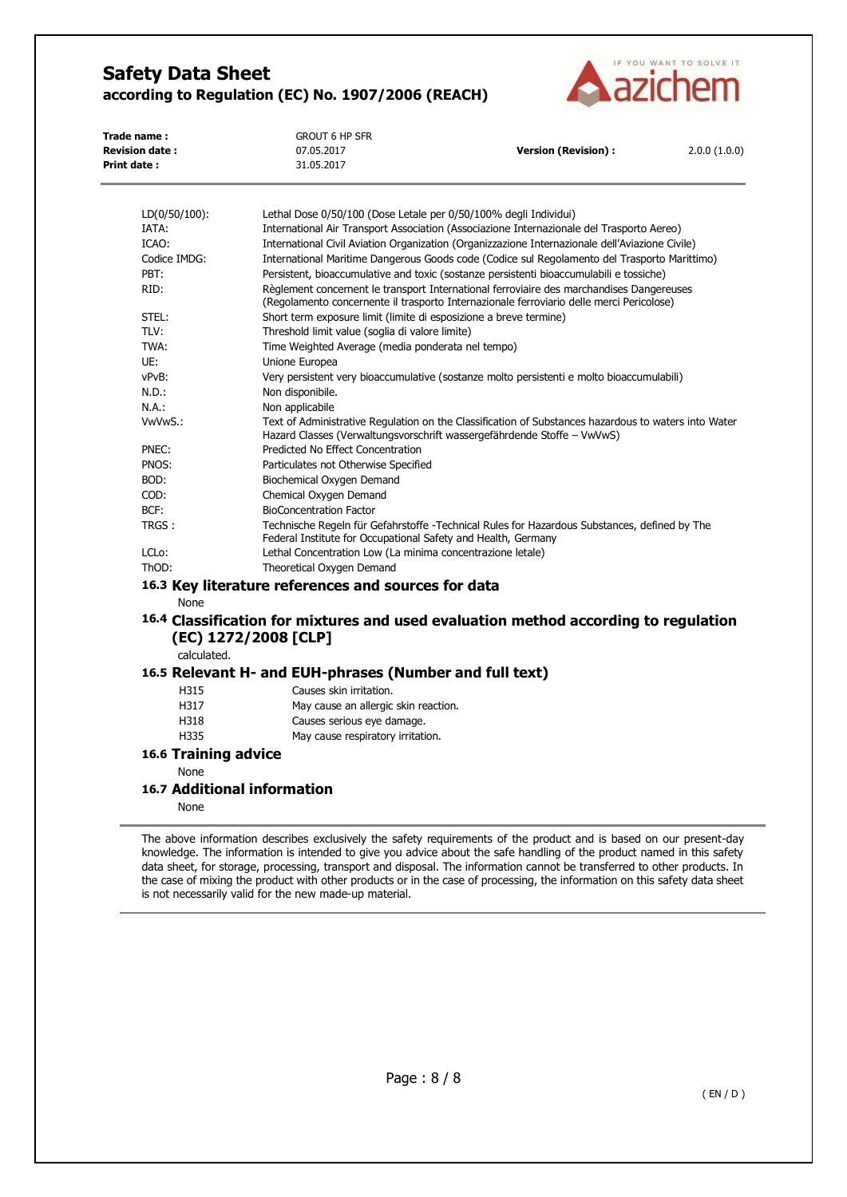| | |
|---|---|
| LD(0/50/100): | Lethal Dose 0/50/100 (Dose Letale per 0/50/100% degli Individui) |
| IATA: | International Air Transport Association (Associazione Internazionale del Trasporto Aereo) |
| ICAO: | International Civil Aviation Organization (Organizzazione Internazionale dell'Aviazione Civile) |
| Codice IMDG: | International Maritime Dangerous Goods code (Codice sul Regolamento del Trasporto Marittimo) |
| PBT: | Persistent, bioaccumulative and toxic (sostanze persistenti bioaccumulabili e tossiche) |
| RID: | Règlement concernent le transport International ferroviaire des marchandises Dangereuses (Regolamento concernente il trasporto Internazionale ferroviario delle merci Pericolose) |
| STEL: | Short term exposure limit (limite di esposizione a breve termine) |
| TLV: | Threshold limit value (soglia di valore limite) |
| TWA: | Time Weighted Average (media ponderata nel tempo) |
| UE: | Unione Europea |
| vPvB: | Very persistent very bioaccumulative (sostanze molto persistenti e molto bioaccumulabili) |
| N.D.: | Non disponibile. |
| N.A.: | Non applicabile |
| VwVwS.: | Text of Administrative Regulation on the Classification of Substances hazardous to waters into Water Hazard Classes (Verwaltungsvorschrift wassergefährdende Stoffe – VwVwS) |
| PNEC: | Predicted No Effect Concentration |
| PNOS: | Particulates not Otherwise Specified |
| BOD: | Biochemical Oxygen Demand |
| COD: | Chemical Oxygen Demand |
| BCF: | BioConcentration Factor |
| TRGS : | Technische Regeln für Gefahrstoffe -Technical Rules for Hazardous Substances, defined by The Federal Institute for Occupational Safety and Health, Germany |
| LCLo: | Lethal Concentration Low (La minima concentrazione letale) |
| ThOD: | Theoretical Oxygen Demand |

### 16.3 Key literature references and sources for data

None

### 16.4 Classification for mixtures and used evaluation method according to regulation (EC) 1272/2008 [CLP]

calculated.

### 16.5 Relevant H- and EUH-phrases (Number and full text)

| | |
|---|---|
| H315 | Causes skin irritation. |
| H317 | May cause an allergic skin reaction. |
| H318 | Causes serious eye damage. |
| H335 | May cause respiratory irritation. |

### 16.6 Training advice

None

### 16.7 Additional information

None

The above information describes exclusively the safety requirements of the product and is based on our present-day knowledge. The information is intended to give you advice about the safe handling of the product named in this safety data sheet, for storage, processing, transport and disposal. The information cannot be transferred to other products. In the case of mixing the product with other products or in the case of processing, the information on this safety data sheet is not necessarily valid for the new made-up material.